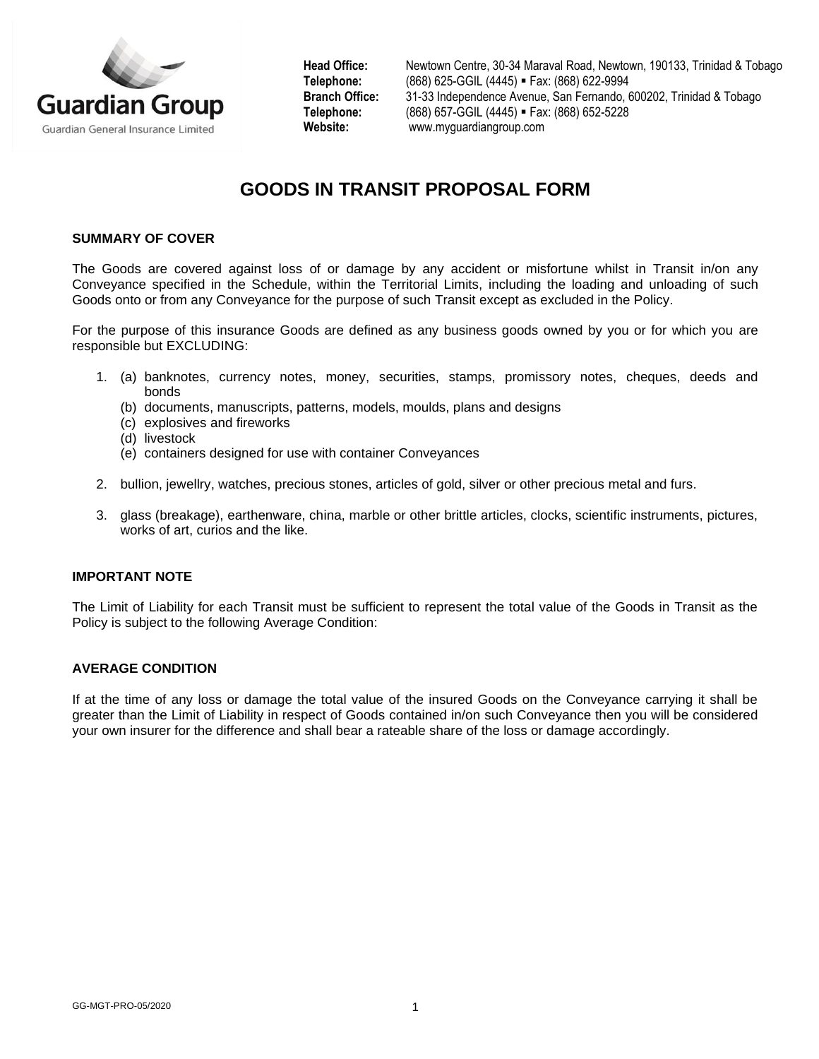Guardian Group

Guardian General Insurance Limited

**Head Office:** Newtown Centre, 30-34 Maraval Road, Newtown, 190133, Trinidad & Tobago
**Telephone:** (868) 625-GGIL (4445) ▪ Fax: (868) 622-9994
**Branch Office:** 31-33 Independence Avenue, San Fernando, 600202, Trinidad & Tobago
**Telephone:** (868) 657-GGIL (4445) ▪ Fax: (868) 652-5228
**Website:** www.myguardiangroup.com

# GOODS IN TRANSIT PROPOSAL FORM

## SUMMARY OF COVER

The Goods are covered against loss of or damage by any accident or misfortune whilst in Transit in/on any Conveyance specified in the Schedule, within the Territorial Limits, including the loading and unloading of such Goods onto or from any Conveyance for the purpose of such Transit except as excluded in the Policy.

For the purpose of this insurance Goods are defined as any business goods owned by you or for which you are responsible but EXCLUDING:

1. (a) banknotes, currency notes, money, securities, stamps, promissory notes, cheques, deeds and bonds
   (b) documents, manuscripts, patterns, models, moulds, plans and designs
   (c) explosives and fireworks
   (d) livestock
   (e) containers designed for use with container Conveyances

2. bullion, jewellry, watches, precious stones, articles of gold, silver or other precious metal and furs.

3. glass (breakage), earthenware, china, marble or other brittle articles, clocks, scientific instruments, pictures, works of art, curios and the like.

## IMPORTANT NOTE

The Limit of Liability for each Transit must be sufficient to represent the total value of the Goods in Transit as the Policy is subject to the following Average Condition:

## AVERAGE CONDITION

If at the time of any loss or damage the total value of the insured Goods on the Conveyance carrying it shall be greater than the Limit of Liability in respect of Goods contained in/on such Conveyance then you will be considered your own insurer for the difference and shall bear a rateable share of the loss or damage accordingly.

GG-MGT-PRO-05/2020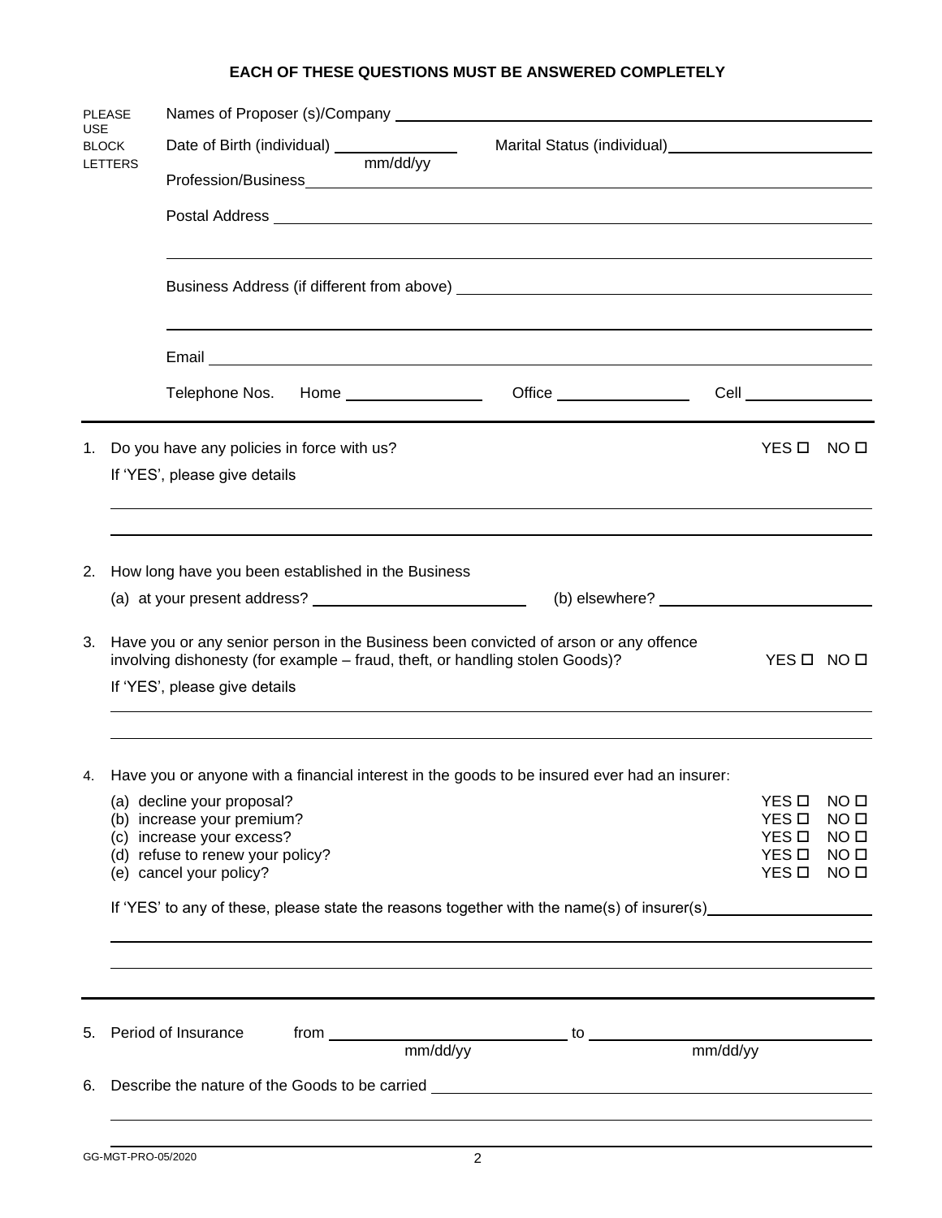**EACH OF THESE QUESTIONS MUST BE ANSWERED COMPLETELY**

PLEASE USE BLOCK LETTERS

Names of Proposer (s)/Company ____________________________________________

Date of Birth (individual) ______________ (mm/dd/yy) Marital Status (individual) ______________________

Profession/Business ____________________________________________

Postal Address ____________________________________________

____________________________________________

Business Address (if different from above) ____________________________________________

____________________________________________

Email ____________________________________________

Telephone Nos. Home ______________ Office ______________ Cell ______________

---

1. Do you have any policies in force with us? YES ☐ NO ☐

   If 'YES', please give details

   ____________________________________________

   ____________________________________________

2. How long have you been established in the Business

   (a) at your present address? ______________________ (b) elsewhere? ______________________

3. Have you or any senior person in the Business been convicted of arson or any offence involving dishonesty (for example – fraud, theft, or handling stolen Goods)? YES ☐ NO ☐

   If 'YES', please give details

   ____________________________________________

   ____________________________________________

4. Have you or anyone with a financial interest in the goods to be insured ever had an insurer:

   (a) decline your proposal? YES ☐ NO ☐
   (b) increase your premium? YES ☐ NO ☐
   (c) increase your excess? YES ☐ NO ☐
   (d) refuse to renew your policy? YES ☐ NO ☐
   (e) cancel your policy? YES ☐ NO ☐

   If 'YES' to any of these, please state the reasons together with the name(s) of insurer(s) ______________

   ____________________________________________

   ____________________________________________

---

5. Period of Insurance from ______________________ (mm/dd/yy) to ______________________ (mm/dd/yy)

6. Describe the nature of the Goods to be carried ____________________________________________

   ____________________________________________

   ____________________________________________

GG-MGT-PRO-05/2020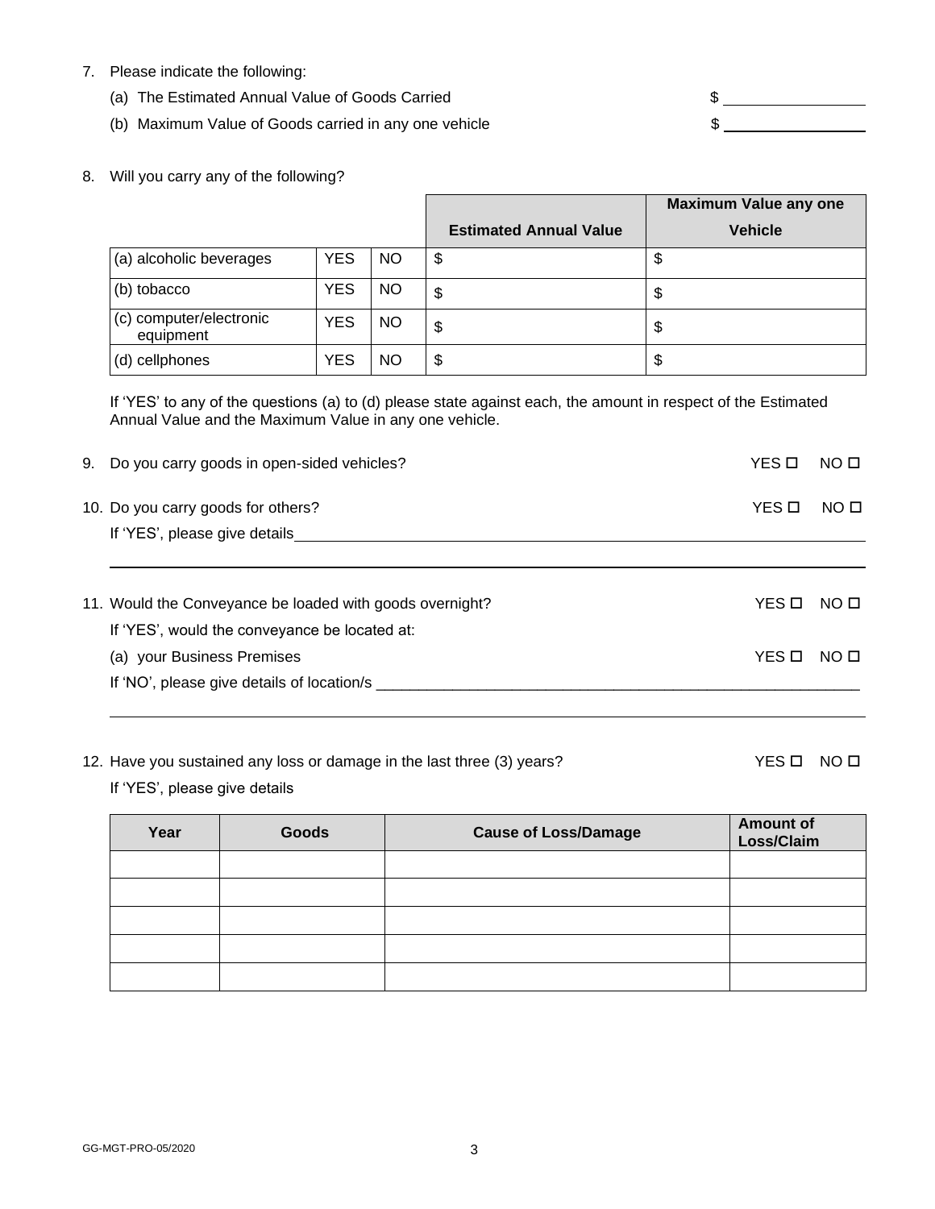7. Please indicate the following:
   - (a) The Estimated Annual Value of Goods Carried $ \_\_\_\_\_\_\_\_\_\_\_\_\_\_\_\_
   - (b) Maximum Value of Goods carried in any one vehicle $ \_\_\_\_\_\_\_\_\_\_\_\_\_\_\_\_

8. Will you carry any of the following?

| | | | Estimated Annual Value | Maximum Value any one Vehicle |
|---|---|---|---|---|
| (a) alcoholic beverages | YES | NO | $ | $ |
| (b) tobacco | YES | NO | $ | $ |
| (c) computer/electronic equipment | YES | NO | $ | $ |
| (d) cellphones | YES | NO | $ | $ |

If 'YES' to any of the questions (a) to (d) please state against each, the amount in respect of the Estimated Annual Value and the Maximum Value in any one vehicle.

9. Do you carry goods in open-sided vehicles? YES ☐ NO ☐

10. Do you carry goods for others? YES ☐ NO ☐

    If 'YES', please give details\_\_\_\_\_\_\_\_\_\_\_\_\_\_\_\_\_\_\_\_\_\_\_\_\_\_\_\_\_\_\_\_\_\_\_\_\_\_\_\_

11. Would the Conveyance be loaded with goods overnight? YES ☐ NO ☐

    If 'YES', would the conveyance be located at:

    (a) your Business Premises YES ☐ NO ☐

    If 'NO', please give details of location/s \_\_\_\_\_\_\_\_\_\_\_\_\_\_\_\_\_\_\_\_\_\_\_\_\_\_\_\_\_\_\_\_\_\_\_\_\_\_\_\_

12. Have you sustained any loss or damage in the last three (3) years? YES ☐ NO ☐

    If 'YES', please give details

| Year | Goods | Cause of Loss/Damage | Amount of Loss/Claim |
|---|---|---|---|
| | | | |
| | | | |
| | | | |
| | | | |
| | | | |

GG-MGT-PRO-05/2020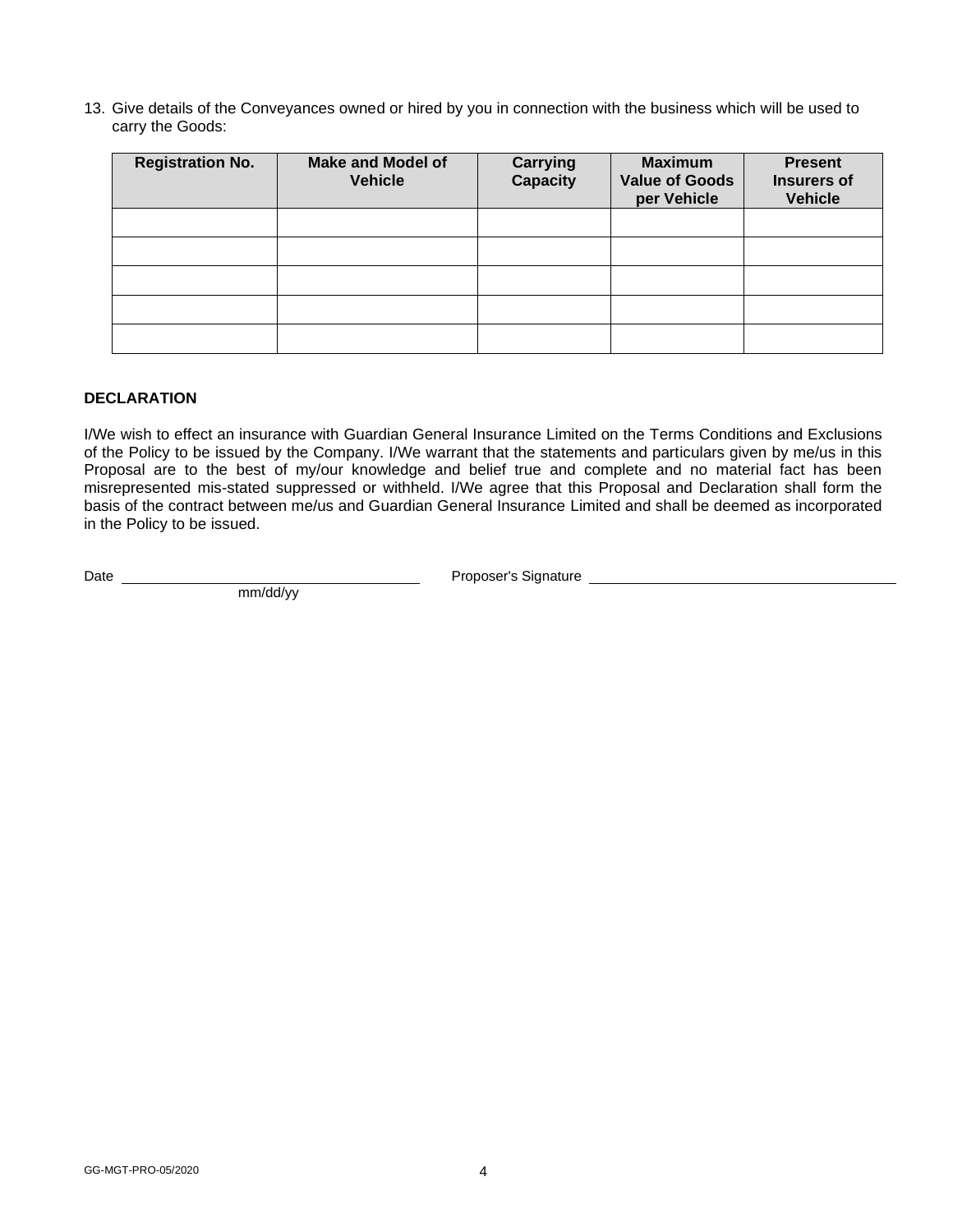13. Give details of the Conveyances owned or hired by you in connection with the business which will be used to carry the Goods:

| Registration No. | Make and Model of Vehicle | Carrying Capacity | Maximum Value of Goods per Vehicle | Present Insurers of Vehicle |
|---|---|---|---|---|
| | | | | |
| | | | | |
| | | | | |
| | | | | |
| | | | | |

**DECLARATION**

I/We wish to effect an insurance with Guardian General Insurance Limited on the Terms Conditions and Exclusions of the Policy to be issued by the Company. I/We warrant that the statements and particulars given by me/us in this Proposal are to the best of my/our knowledge and belief true and complete and no material fact has been misrepresented mis-stated suppressed or withheld. I/We agree that this Proposal and Declaration shall form the basis of the contract between me/us and Guardian General Insurance Limited and shall be deemed as incorporated in the Policy to be issued.

Date ______________________________ Proposer's Signature ______________________________
mm/dd/yy

GG-MGT-PRO-05/2020